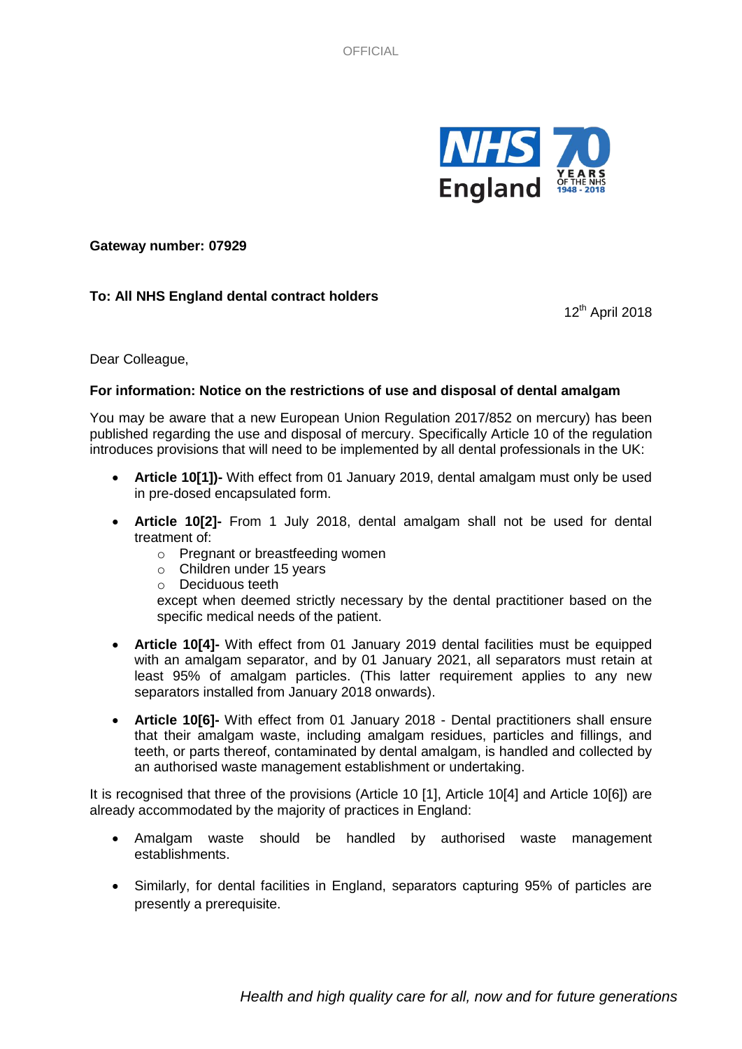**Gateway number: 07929**

**To: All NHS England dental contract holders**

12th April 2018

Dear Colleague,

**For information: Notice on the restrictions of use and disposal of dental amalgam**

You may be aware that a new European Union Regulation 2017/852 on mercury) has been published regarding the use and disposal of mercury. Specifically Article 10 of the regulation introduces provisions that will need to be implemented by all dental professionals in the UK:

- **Article 10[1])-** With effect from 01 January 2019, dental amalgam must only be used in pre-dosed encapsulated form.
- **Article 10[2]-** From 1 July 2018, dental amalgam shall not be used for dental treatment of:
  - Pregnant or breastfeeding women
  - Children under 15 years
  - Deciduous teeth

  except when deemed strictly necessary by the dental practitioner based on the specific medical needs of the patient.
- **Article 10[4]-** With effect from 01 January 2019 dental facilities must be equipped with an amalgam separator, and by 01 January 2021, all separators must retain at least 95% of amalgam particles. (This latter requirement applies to any new separators installed from January 2018 onwards).
- **Article 10[6]-** With effect from 01 January 2018 - Dental practitioners shall ensure that their amalgam waste, including amalgam residues, particles and fillings, and teeth, or parts thereof, contaminated by dental amalgam, is handled and collected by an authorised waste management establishment or undertaking.

It is recognised that three of the provisions (Article 10 [1], Article 10[4] and Article 10[6]) are already accommodated by the majority of practices in England:

- Amalgam waste should be handled by authorised waste management establishments.
- Similarly, for dental facilities in England, separators capturing 95% of particles are presently a prerequisite.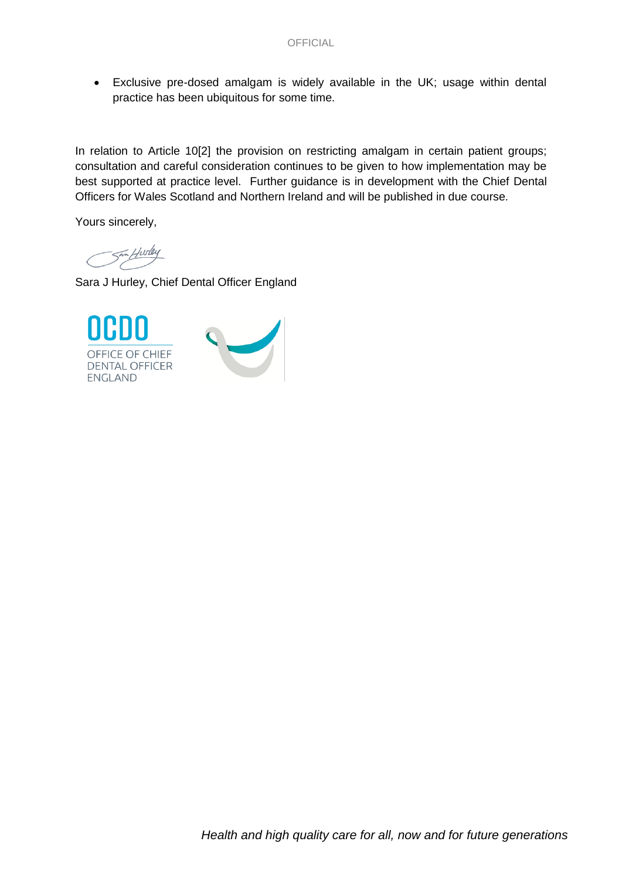- Exclusive pre-dosed amalgam is widely available in the UK; usage within dental practice has been ubiquitous for some time.

In relation to Article 10[2] the provision on restricting amalgam in certain patient groups; consultation and careful consideration continues to be given to how implementation may be best supported at practice level. Further guidance is in development with the Chief Dental Officers for Wales Scotland and Northern Ireland and will be published in due course.

Yours sincerely,

Sara J Hurley, Chief Dental Officer England

OCDO
OFFICE OF CHIEF DENTAL OFFICER ENGLAND

*Health and high quality care for all, now and for future generations*